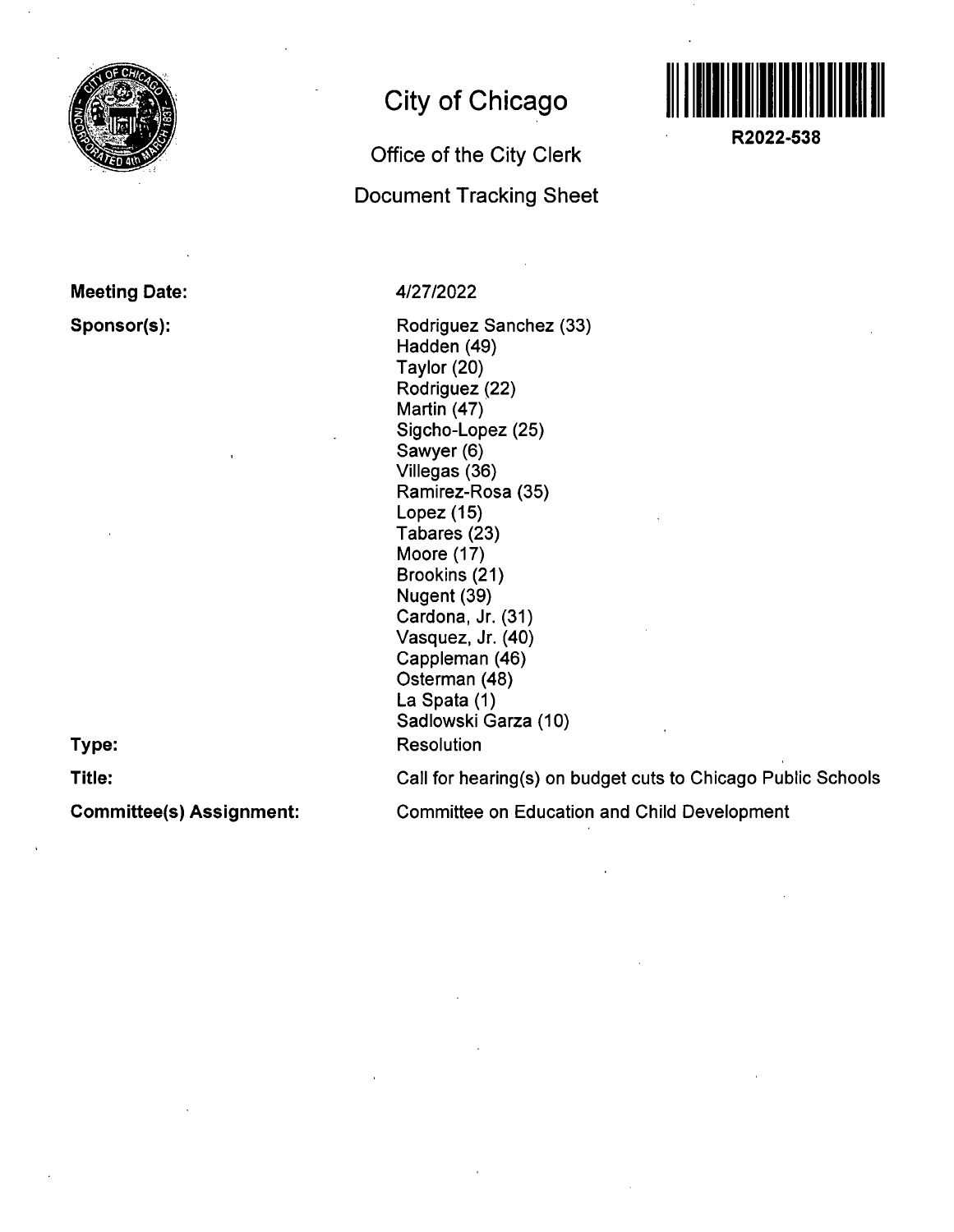# City of Chicago

## Office of the City Clerk

## Document Tracking Sheet

**R2022-538**

**Meeting Date:** 4/27/2022

**Sponsor(s):**

Rodriguez Sanchez (33)
Hadden (49)
Taylor (20)
Rodriguez (22)
Martin (47)
Sigcho-Lopez (25)
Sawyer (6)
Villegas (36)
Ramirez-Rosa (35)
Lopez (15)
Tabares (23)
Moore (17)
Brookins (21)
Nugent (39)
Cardona, Jr. (31)
Vasquez, Jr. (40)
Cappleman (46)
Osterman (48)
La Spata (1)
Sadlowski Garza (10)

**Type:** Resolution

**Title:** Call for hearing(s) on budget cuts to Chicago Public Schools

**Committee(s) Assignment:** Committee on Education and Child Development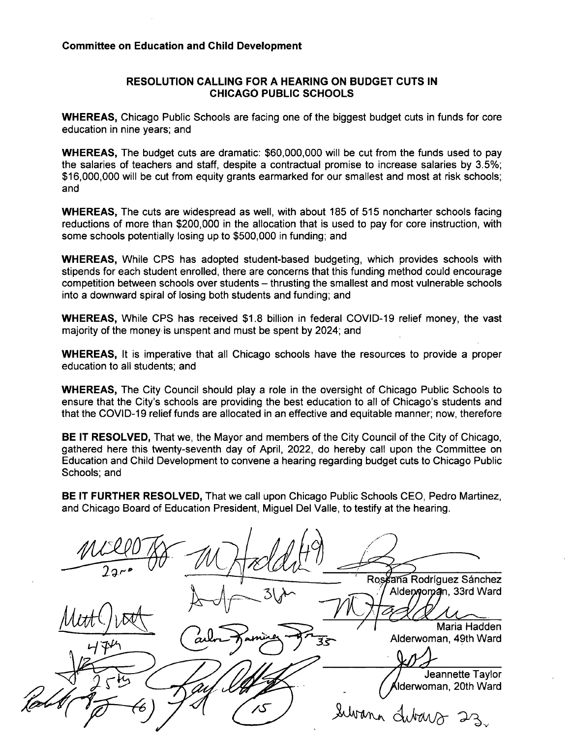**Committee on Education and Child Development**

## RESOLUTION CALLING FOR A HEARING ON BUDGET CUTS IN CHICAGO PUBLIC SCHOOLS

**WHEREAS,** Chicago Public Schools are facing one of the biggest budget cuts in funds for core education in nine years; and

**WHEREAS,** The budget cuts are dramatic: $60,000,000 will be cut from the funds used to pay the salaries of teachers and staff, despite a contractual promise to increase salaries by 3.5%; $16,000,000 will be cut from equity grants earmarked for our smallest and most at risk schools; and

**WHEREAS,** The cuts are widespread as well, with about 185 of 515 noncharter schools facing reductions of more than $200,000 in the allocation that is used to pay for core instruction, with some schools potentially losing up to $500,000 in funding; and

**WHEREAS,** While CPS has adopted student-based budgeting, which provides schools with stipends for each student enrolled, there are concerns that this funding method could encourage competition between schools over students – thrusting the smallest and most vulnerable schools into a downward spiral of losing both students and funding; and

**WHEREAS,** While CPS has received $1.8 billion in federal COVID-19 relief money, the vast majority of the money is unspent and must be spent by 2024; and

**WHEREAS,** It is imperative that all Chicago schools have the resources to provide a proper education to all students; and

**WHEREAS,** The City Council should play a role in the oversight of Chicago Public Schools to ensure that the City's schools are providing the best education to all of Chicago's students and that the COVID-19 relief funds are allocated in an effective and equitable manner; now, therefore

**BE IT RESOLVED,** That we, the Mayor and members of the City Council of the City of Chicago, gathered here this twenty-seventh day of April, 2022, do hereby call upon the Committee on Education and Child Development to convene a hearing regarding budget cuts to Chicago Public Schools; and

**BE IT FURTHER RESOLVED,** That we call upon Chicago Public Schools CEO, Pedro Martinez, and Chicago Board of Education President, Miguel Del Valle, to testify at the hearing.

Rossana Rodríguez Sánchez
Alderwoman, 33rd Ward

Maria Hadden
Alderwoman, 49th Ward

Jeannette Taylor
Alderwoman, 20th Ward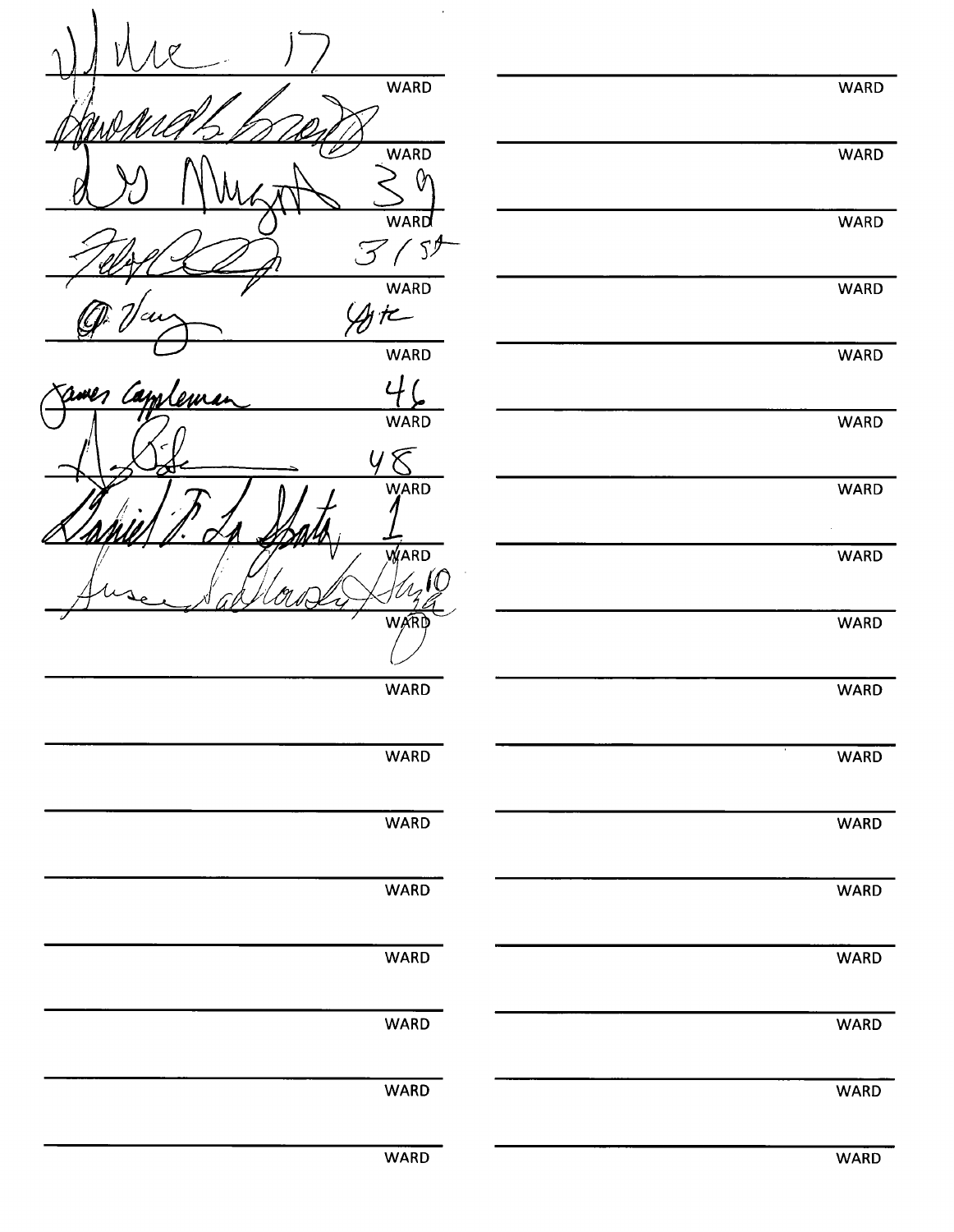| Signature | Ward |
| --- | --- |
| | 17 |
| | |
| | 39 |
| | 31st |
| | 40th |
| James Cappleman | 46 |
| | 48 |
| Daniel F. La Spata | 1 |
| Susan Sadlowski Garza | 10 |
| | |
| | |
| | |
| | |
| | |
| | |
| | |
| | |
| | |
| | |
| | |
| | |
| | |
| | |
| | |
| | |
| | |
| | |
| | |
| | |
| | |
| | |
| | |